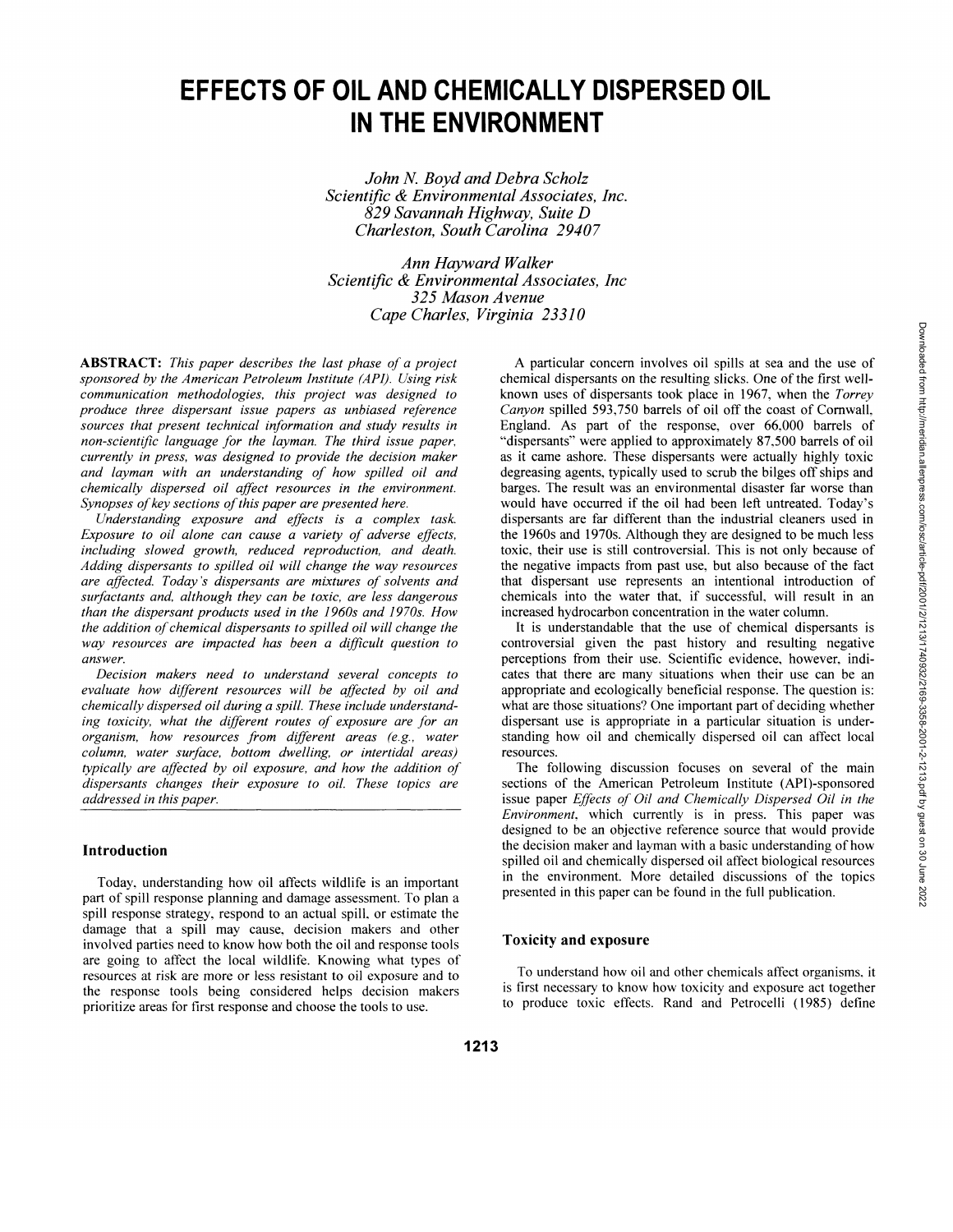# EFFECTS OF OIL AND CHEMICALLY DISPERSED OIL IN THE ENVIRONMENT

*John N. Boyd and Debra Scholz*
*Scientific & Environmental Associates, Inc.*
*829 Savannah Highway, Suite D*
*Charleston, South Carolina 29407*

*Ann Hayward Walker*
*Scientific & Environmental Associates, Inc*
*325 Mason Avenue*
*Cape Charles, Virginia 23310*

**ABSTRACT:** *This paper describes the last phase of a project sponsored by the American Petroleum Institute (API). Using risk communication methodologies, this project was designed to produce three dispersant issue papers as unbiased reference sources that present technical information and study results in non-scientific language for the layman. The third issue paper, currently in press, was designed to provide the decision maker and layman with an understanding of how spilled oil and chemically dispersed oil affect resources in the environment. Synopses of key sections of this paper are presented here.*

*Understanding exposure and effects is a complex task. Exposure to oil alone can cause a variety of adverse effects, including slowed growth, reduced reproduction, and death. Adding dispersants to spilled oil will change the way resources are affected. Today's dispersants are mixtures of solvents and surfactants and, although they can be toxic, are less dangerous than the dispersant products used in the 1960s and 1970s. How the addition of chemical dispersants to spilled oil will change the way resources are impacted has been a difficult question to answer.*

*Decision makers need to understand several concepts to evaluate how different resources will be affected by oil and chemically dispersed oil during a spill. These include understanding toxicity, what the different routes of exposure are for an organism, how resources from different areas (e.g., water column, water surface, bottom dwelling, or intertidal areas) typically are affected by oil exposure, and how the addition of dispersants changes their exposure to oil. These topics are addressed in this paper.*

## Introduction

Today, understanding how oil affects wildlife is an important part of spill response planning and damage assessment. To plan a spill response strategy, respond to an actual spill, or estimate the damage that a spill may cause, decision makers and other involved parties need to know how both the oil and response tools are going to affect the local wildlife. Knowing what types of resources at risk are more or less resistant to oil exposure and to the response tools being considered helps decision makers prioritize areas for first response and choose the tools to use.

A particular concern involves oil spills at sea and the use of chemical dispersants on the resulting slicks. One of the first well-known uses of dispersants took place in 1967, when the *Torrey Canyon* spilled 593,750 barrels of oil off the coast of Cornwall, England. As part of the response, over 66,000 barrels of "dispersants" were applied to approximately 87,500 barrels of oil as it came ashore. These dispersants were actually highly toxic degreasing agents, typically used to scrub the bilges off ships and barges. The result was an environmental disaster far worse than would have occurred if the oil had been left untreated. Today's dispersants are far different than the industrial cleaners used in the 1960s and 1970s. Although they are designed to be much less toxic, their use is still controversial. This is not only because of the negative impacts from past use, but also because of the fact that dispersant use represents an intentional introduction of chemicals into the water that, if successful, will result in an increased hydrocarbon concentration in the water column.

It is understandable that the use of chemical dispersants is controversial given the past history and resulting negative perceptions from their use. Scientific evidence, however, indicates that there are many situations when their use can be an appropriate and ecologically beneficial response. The question is: what are those situations? One important part of deciding whether dispersant use is appropriate in a particular situation is understanding how oil and chemically dispersed oil can affect local resources.

The following discussion focuses on several of the main sections of the American Petroleum Institute (API)-sponsored issue paper *Effects of Oil and Chemically Dispersed Oil in the Environment*, which currently is in press. This paper was designed to be an objective reference source that would provide the decision maker and layman with a basic understanding of how spilled oil and chemically dispersed oil affect biological resources in the environment. More detailed discussions of the topics presented in this paper can be found in the full publication.

## Toxicity and exposure

To understand how oil and other chemicals affect organisms, it is first necessary to know how toxicity and exposure act together to produce toxic effects. Rand and Petrocelli (1985) define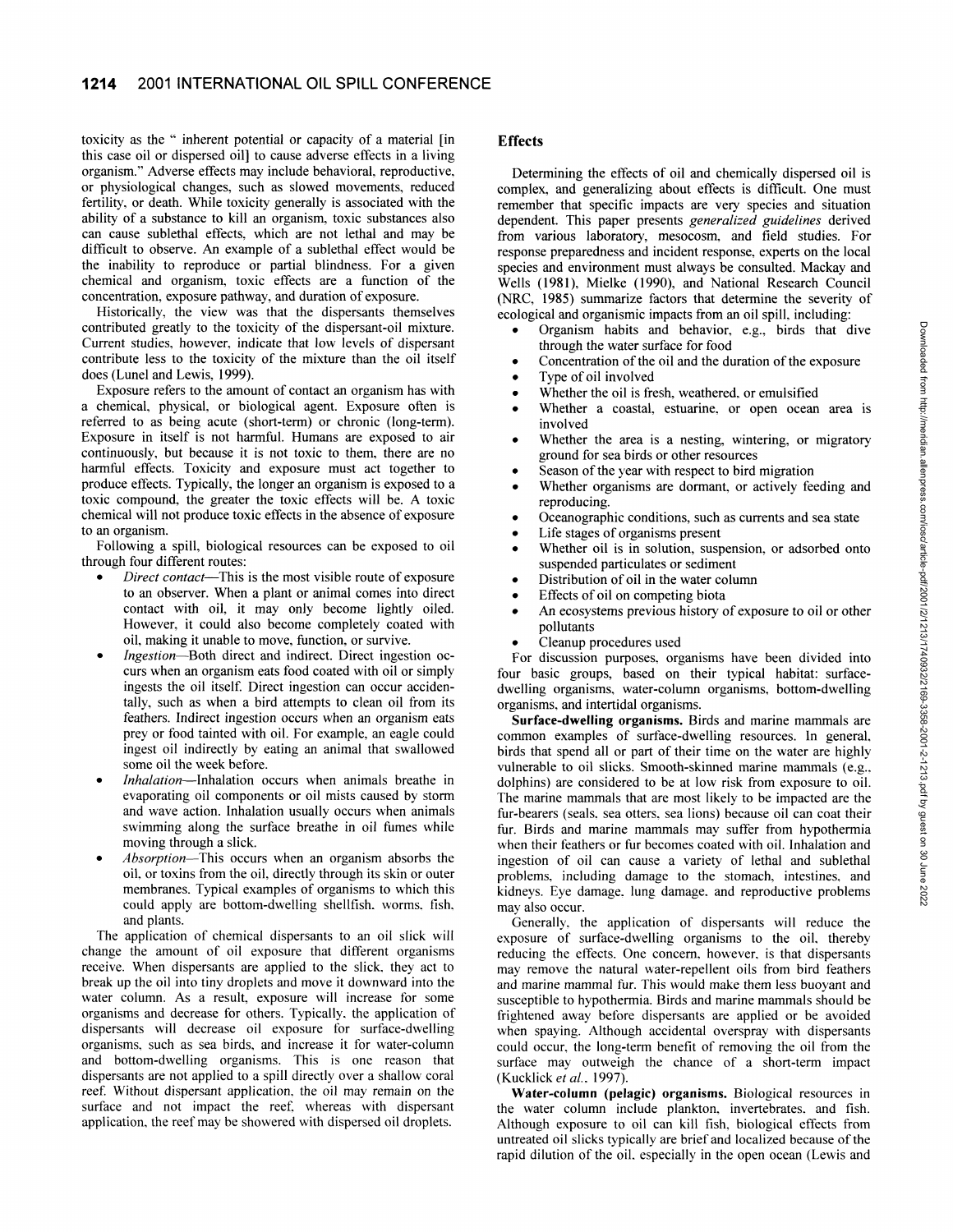toxicity as the " inherent potential or capacity of a material [in this case oil or dispersed oil] to cause adverse effects in a living organism." Adverse effects may include behavioral, reproductive, or physiological changes, such as slowed movements, reduced fertility, or death. While toxicity generally is associated with the ability of a substance to kill an organism, toxic substances also can cause sublethal effects, which are not lethal and may be difficult to observe. An example of a sublethal effect would be the inability to reproduce or partial blindness. For a given chemical and organism, toxic effects are a function of the concentration, exposure pathway, and duration of exposure.

Historically, the view was that the dispersants themselves contributed greatly to the toxicity of the dispersant-oil mixture. Current studies, however, indicate that low levels of dispersant contribute less to the toxicity of the mixture than the oil itself does (Lunel and Lewis, 1999).

Exposure refers to the amount of contact an organism has with a chemical, physical, or biological agent. Exposure often is referred to as being acute (short-term) or chronic (long-term). Exposure in itself is not harmful. Humans are exposed to air continuously, but because it is not toxic to them, there are no harmful effects. Toxicity and exposure must act together to produce effects. Typically, the longer an organism is exposed to a toxic compound, the greater the toxic effects will be. A toxic chemical will not produce toxic effects in the absence of exposure to an organism.

Following a spill, biological resources can be exposed to oil through four different routes:

- *Direct contact*—This is the most visible route of exposure to an observer. When a plant or animal comes into direct contact with oil, it may only become lightly oiled. However, it could also become completely coated with oil, making it unable to move, function, or survive.
- *Ingestion*—Both direct and indirect. Direct ingestion occurs when an organism eats food coated with oil or simply ingests the oil itself. Direct ingestion can occur accidentally, such as when a bird attempts to clean oil from its feathers. Indirect ingestion occurs when an organism eats prey or food tainted with oil. For example, an eagle could ingest oil indirectly by eating an animal that swallowed some oil the week before.
- *Inhalation*—Inhalation occurs when animals breathe in evaporating oil components or oil mists caused by storm and wave action. Inhalation usually occurs when animals swimming along the surface breathe in oil fumes while moving through a slick.
- *Absorption*—This occurs when an organism absorbs the oil, or toxins from the oil, directly through its skin or outer membranes. Typical examples of organisms to which this could apply are bottom-dwelling shellfish, worms, fish, and plants.

The application of chemical dispersants to an oil slick will change the amount of oil exposure that different organisms receive. When dispersants are applied to the slick, they act to break up the oil into tiny droplets and move it downward into the water column. As a result, exposure will increase for some organisms and decrease for others. Typically, the application of dispersants will decrease oil exposure for surface-dwelling organisms, such as sea birds, and increase it for water-column and bottom-dwelling organisms. This is one reason that dispersants are not applied to a spill directly over a shallow coral reef. Without dispersant application, the oil may remain on the surface and not impact the reef, whereas with dispersant application, the reef may be showered with dispersed oil droplets.

## Effects

Determining the effects of oil and chemically dispersed oil is complex, and generalizing about effects is difficult. One must remember that specific impacts are very species and situation dependent. This paper presents *generalized guidelines* derived from various laboratory, mesocosm, and field studies. For response preparedness and incident response, experts on the local species and environment must always be consulted. Mackay and Wells (1981), Mielke (1990), and National Research Council (NRC, 1985) summarize factors that determine the severity of ecological and organismic impacts from an oil spill, including:

- Organism habits and behavior, e.g., birds that dive through the water surface for food
- Concentration of the oil and the duration of the exposure
- Type of oil involved
- Whether the oil is fresh, weathered, or emulsified
- Whether a coastal, estuarine, or open ocean area is involved
- Whether the area is a nesting, wintering, or migratory ground for sea birds or other resources
- Season of the year with respect to bird migration
- Whether organisms are dormant, or actively feeding and reproducing.
- Oceanographic conditions, such as currents and sea state
- Life stages of organisms present
- Whether oil is in solution, suspension, or adsorbed onto suspended particulates or sediment
- Distribution of oil in the water column
- Effects of oil on competing biota
- An ecosystems previous history of exposure to oil or other pollutants
- Cleanup procedures used

For discussion purposes, organisms have been divided into four basic groups, based on their typical habitat: surface-dwelling organisms, water-column organisms, bottom-dwelling organisms, and intertidal organisms.

**Surface-dwelling organisms.** Birds and marine mammals are common examples of surface-dwelling resources. In general, birds that spend all or part of their time on the water are highly vulnerable to oil slicks. Smooth-skinned marine mammals (e.g., dolphins) are considered to be at low risk from exposure to oil. The marine mammals that are most likely to be impacted are the fur-bearers (seals, sea otters, sea lions) because oil can coat their fur. Birds and marine mammals may suffer from hypothermia when their feathers or fur becomes coated with oil. Inhalation and ingestion of oil can cause a variety of lethal and sublethal problems, including damage to the stomach, intestines, and kidneys. Eye damage, lung damage, and reproductive problems may also occur.

Generally, the application of dispersants will reduce the exposure of surface-dwelling organisms to the oil, thereby reducing the effects. One concern, however, is that dispersants may remove the natural water-repellent oils from bird feathers and marine mammal fur. This would make them less buoyant and susceptible to hypothermia. Birds and marine mammals should be frightened away before dispersants are applied or be avoided when spaying. Although accidental overspray with dispersants could occur, the long-term benefit of removing the oil from the surface may outweigh the chance of a short-term impact (Kucklick *et al.*, 1997).

**Water-column (pelagic) organisms.** Biological resources in the water column include plankton, invertebrates, and fish. Although exposure to oil can kill fish, biological effects from untreated oil slicks typically are brief and localized because of the rapid dilution of the oil, especially in the open ocean (Lewis and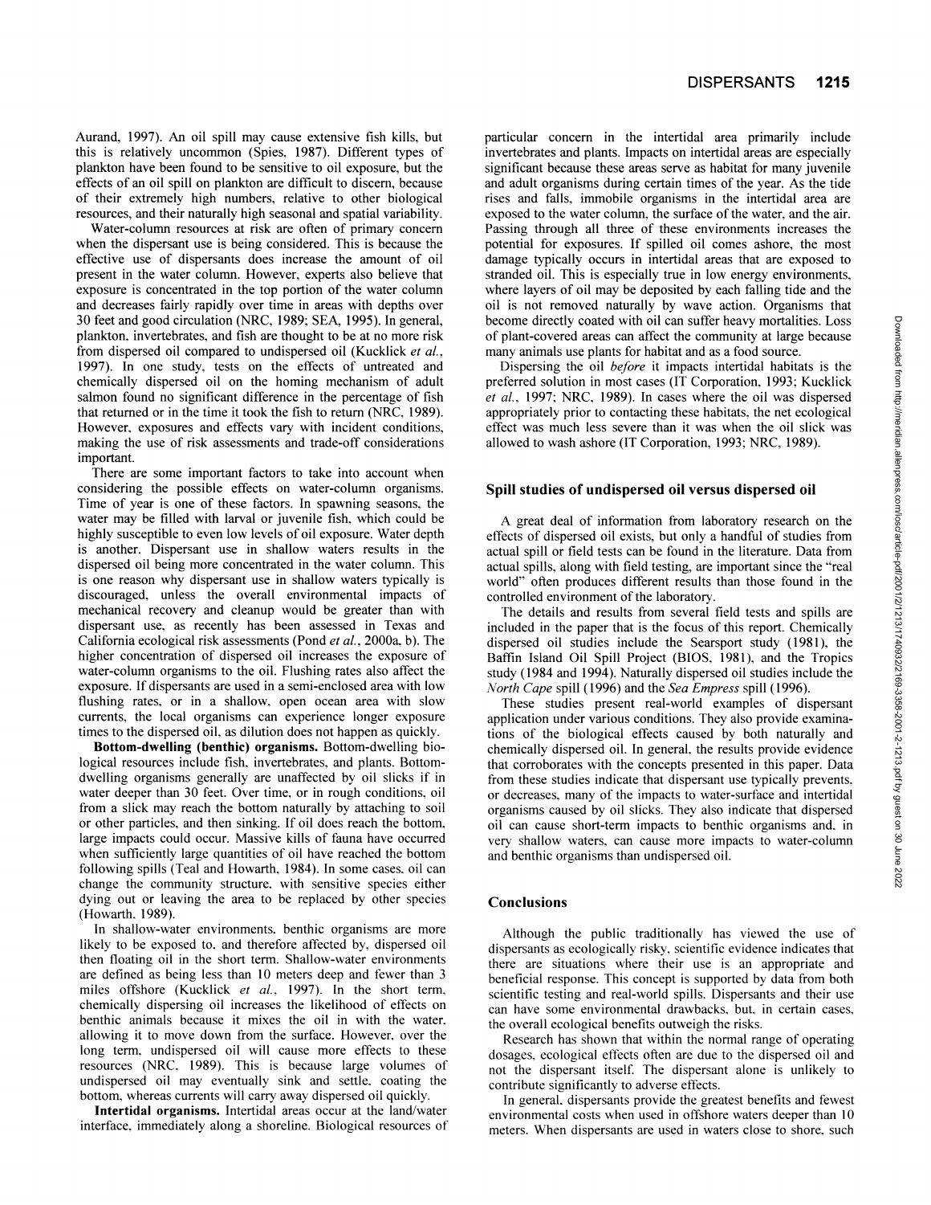Aurand, 1997). An oil spill may cause extensive fish kills, but this is relatively uncommon (Spies, 1987). Different types of plankton have been found to be sensitive to oil exposure, but the effects of an oil spill on plankton are difficult to discern, because of their extremely high numbers, relative to other biological resources, and their naturally high seasonal and spatial variability.

Water-column resources at risk are often of primary concern when the dispersant use is being considered. This is because the effective use of dispersants does increase the amount of oil present in the water column. However, experts also believe that exposure is concentrated in the top portion of the water column and decreases fairly rapidly over time in areas with depths over 30 feet and good circulation (NRC, 1989; SEA, 1995). In general, plankton, invertebrates, and fish are thought to be at no more risk from dispersed oil compared to undispersed oil (Kucklick *et al.*, 1997). In one study, tests on the effects of untreated and chemically dispersed oil on the homing mechanism of adult salmon found no significant difference in the percentage of fish that returned or in the time it took the fish to return (NRC, 1989). However, exposures and effects vary with incident conditions, making the use of risk assessments and trade-off considerations important.

There are some important factors to take into account when considering the possible effects on water-column organisms. Time of year is one of these factors. In spawning seasons, the water may be filled with larval or juvenile fish, which could be highly susceptible to even low levels of oil exposure. Water depth is another. Dispersant use in shallow waters results in the dispersed oil being more concentrated in the water column. This is one reason why dispersant use in shallow waters typically is discouraged, unless the overall environmental impacts of mechanical recovery and cleanup would be greater than with dispersant use, as recently has been assessed in Texas and California ecological risk assessments (Pond *et al.*, 2000a, b). The higher concentration of dispersed oil increases the exposure of water-column organisms to the oil. Flushing rates also affect the exposure. If dispersants are used in a semi-enclosed area with low flushing rates, or in a shallow, open ocean area with slow currents, the local organisms can experience longer exposure times to the dispersed oil, as dilution does not happen as quickly.

**Bottom-dwelling (benthic) organisms.** Bottom-dwelling biological resources include fish, invertebrates, and plants. Bottom-dwelling organisms generally are unaffected by oil slicks if in water deeper than 30 feet. Over time, or in rough conditions, oil from a slick may reach the bottom naturally by attaching to soil or other particles, and then sinking. If oil does reach the bottom, large impacts could occur. Massive kills of fauna have occurred when sufficiently large quantities of oil have reached the bottom following spills (Teal and Howarth, 1984). In some cases, oil can change the community structure, with sensitive species either dying out or leaving the area to be replaced by other species (Howarth, 1989).

In shallow-water environments, benthic organisms are more likely to be exposed to, and therefore affected by, dispersed oil then floating oil in the short term. Shallow-water environments are defined as being less than 10 meters deep and fewer than 3 miles offshore (Kucklick *et al.*, 1997). In the short term, chemically dispersing oil increases the likelihood of effects on benthic animals because it mixes the oil in with the water, allowing it to move down from the surface. However, over the long term, undispersed oil will cause more effects to these resources (NRC, 1989). This is because large volumes of undispersed oil may eventually sink and settle, coating the bottom, whereas currents will carry away dispersed oil quickly.

**Intertidal organisms.** Intertidal areas occur at the land/water interface, immediately along a shoreline. Biological resources of particular concern in the intertidal area primarily include invertebrates and plants. Impacts on intertidal areas are especially significant because these areas serve as habitat for many juvenile and adult organisms during certain times of the year. As the tide rises and falls, immobile organisms in the intertidal area are exposed to the water column, the surface of the water, and the air. Passing through all three of these environments increases the potential for exposures. If spilled oil comes ashore, the most damage typically occurs in intertidal areas that are exposed to stranded oil. This is especially true in low energy environments, where layers of oil may be deposited by each falling tide and the oil is not removed naturally by wave action. Organisms that become directly coated with oil can suffer heavy mortalities. Loss of plant-covered areas can affect the community at large because many animals use plants for habitat and as a food source.

Dispersing the oil *before* it impacts intertidal habitats is the preferred solution in most cases (IT Corporation, 1993; Kucklick *et al.*, 1997; NRC, 1989). In cases where the oil was dispersed appropriately prior to contacting these habitats, the net ecological effect was much less severe than it was when the oil slick was allowed to wash ashore (IT Corporation, 1993; NRC, 1989).

## Spill studies of undispersed oil versus dispersed oil

A great deal of information from laboratory research on the effects of dispersed oil exists, but only a handful of studies from actual spill or field tests can be found in the literature. Data from actual spills, along with field testing, are important since the "real world" often produces different results than those found in the controlled environment of the laboratory.

The details and results from several field tests and spills are included in the paper that is the focus of this report. Chemically dispersed oil studies include the Searsport study (1981), the Baffin Island Oil Spill Project (BIOS, 1981), and the Tropics study (1984 and 1994). Naturally dispersed oil studies include the *North Cape* spill (1996) and the *Sea Empress* spill (1996).

These studies present real-world examples of dispersant application under various conditions. They also provide examinations of the biological effects caused by both naturally and chemically dispersed oil. In general, the results provide evidence that corroborates with the concepts presented in this paper. Data from these studies indicate that dispersant use typically prevents, or decreases, many of the impacts to water-surface and intertidal organisms caused by oil slicks. They also indicate that dispersed oil can cause short-term impacts to benthic organisms and, in very shallow waters, can cause more impacts to water-column and benthic organisms than undispersed oil.

## Conclusions

Although the public traditionally has viewed the use of dispersants as ecologically risky, scientific evidence indicates that there are situations where their use is an appropriate and beneficial response. This concept is supported by data from both scientific testing and real-world spills. Dispersants and their use can have some environmental drawbacks, but, in certain cases, the overall ecological benefits outweigh the risks.

Research has shown that within the normal range of operating dosages, ecological effects often are due to the dispersed oil and not the dispersant itself. The dispersant alone is unlikely to contribute significantly to adverse effects.

In general, dispersants provide the greatest benefits and fewest environmental costs when used in offshore waters deeper than 10 meters. When dispersants are used in waters close to shore, such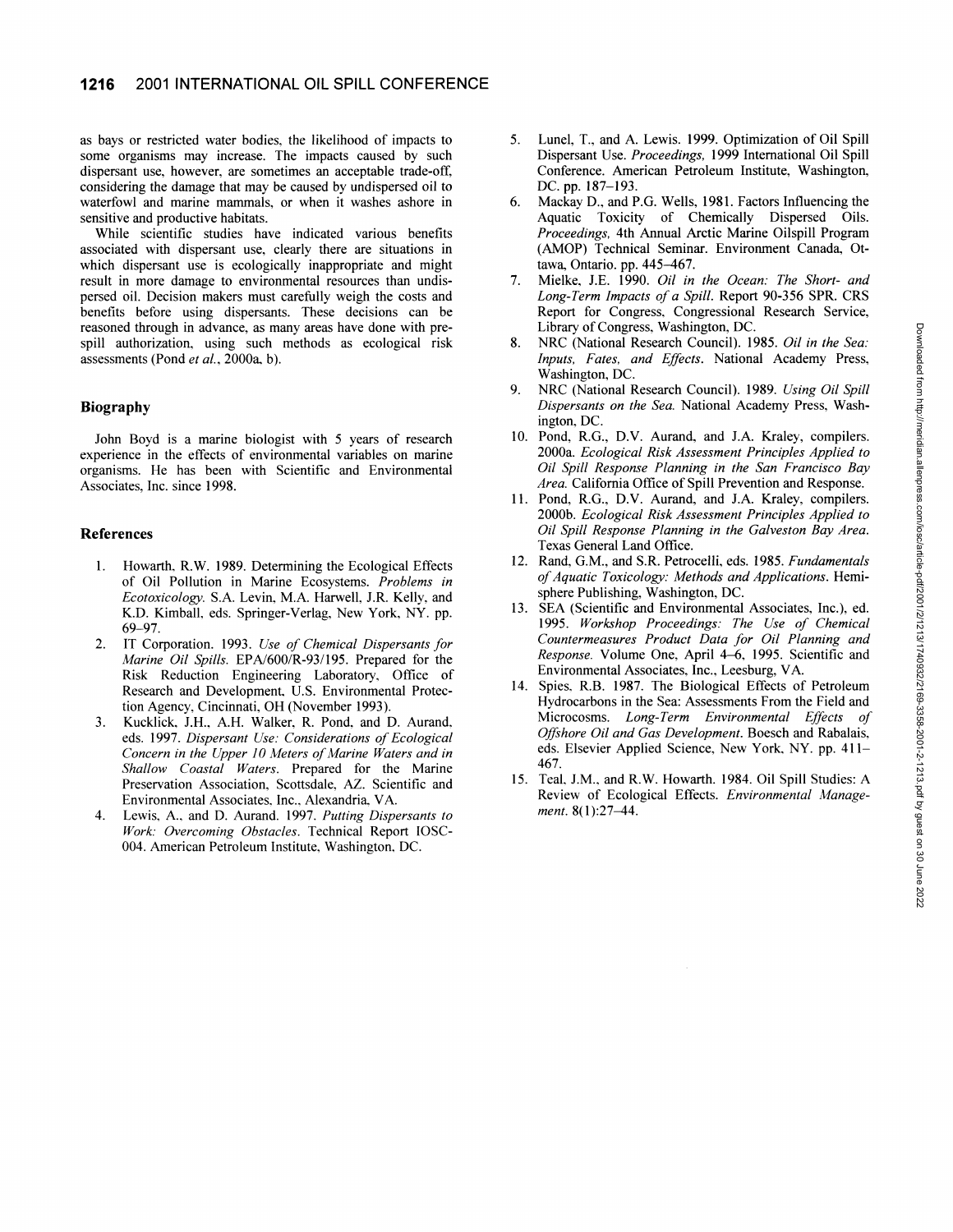as bays or restricted water bodies, the likelihood of impacts to some organisms may increase. The impacts caused by such dispersant use, however, are sometimes an acceptable trade-off, considering the damage that may be caused by undispersed oil to waterfowl and marine mammals, or when it washes ashore in sensitive and productive habitats.

While scientific studies have indicated various benefits associated with dispersant use, clearly there are situations in which dispersant use is ecologically inappropriate and might result in more damage to environmental resources than undispersed oil. Decision makers must carefully weigh the costs and benefits before using dispersants. These decisions can be reasoned through in advance, as many areas have done with pre-spill authorization, using such methods as ecological risk assessments (Pond *et al.*, 2000a, b).

## Biography

John Boyd is a marine biologist with 5 years of research experience in the effects of environmental variables on marine organisms. He has been with Scientific and Environmental Associates, Inc. since 1998.

## References

1. Howarth, R.W. 1989. Determining the Ecological Effects of Oil Pollution in Marine Ecosystems. *Problems in Ecotoxicology.* S.A. Levin, M.A. Harwell, J.R. Kelly, and K.D. Kimball, eds. Springer-Verlag, New York, NY. pp. 69–97.
2. IT Corporation. 1993. *Use of Chemical Dispersants for Marine Oil Spills.* EPA/600/R-93/195. Prepared for the Risk Reduction Engineering Laboratory, Office of Research and Development, U.S. Environmental Protection Agency, Cincinnati, OH (November 1993).
3. Kucklick, J.H., A.H. Walker, R. Pond, and D. Aurand, eds. 1997. *Dispersant Use: Considerations of Ecological Concern in the Upper 10 Meters of Marine Waters and in Shallow Coastal Waters.* Prepared for the Marine Preservation Association, Scottsdale, AZ. Scientific and Environmental Associates, Inc., Alexandria, VA.
4. Lewis, A., and D. Aurand. 1997. *Putting Dispersants to Work: Overcoming Obstacles.* Technical Report IOSC-004. American Petroleum Institute, Washington, DC.
5. Lunel, T., and A. Lewis. 1999. Optimization of Oil Spill Dispersant Use. *Proceedings,* 1999 International Oil Spill Conference. American Petroleum Institute, Washington, DC. pp. 187–193.
6. Mackay D., and P.G. Wells, 1981. Factors Influencing the Aquatic Toxicity of Chemically Dispersed Oils. *Proceedings,* 4th Annual Arctic Marine Oilspill Program (AMOP) Technical Seminar. Environment Canada, Ottawa, Ontario. pp. 445–467.
7. Mielke, J.E. 1990. *Oil in the Ocean: The Short- and Long-Term Impacts of a Spill.* Report 90-356 SPR. CRS Report for Congress, Congressional Research Service, Library of Congress, Washington, DC.
8. NRC (National Research Council). 1985. *Oil in the Sea: Inputs, Fates, and Effects.* National Academy Press, Washington, DC.
9. NRC (National Research Council). 1989. *Using Oil Spill Dispersants on the Sea.* National Academy Press, Washington, DC.
10. Pond, R.G., D.V. Aurand, and J.A. Kraley, compilers. 2000a. *Ecological Risk Assessment Principles Applied to Oil Spill Response Planning in the San Francisco Bay Area.* California Office of Spill Prevention and Response.
11. Pond, R.G., D.V. Aurand, and J.A. Kraley, compilers. 2000b. *Ecological Risk Assessment Principles Applied to Oil Spill Response Planning in the Galveston Bay Area.* Texas General Land Office.
12. Rand, G.M., and S.R. Petrocelli, eds. 1985. *Fundamentals of Aquatic Toxicology: Methods and Applications.* Hemisphere Publishing, Washington, DC.
13. SEA (Scientific and Environmental Associates, Inc.), ed. 1995. *Workshop Proceedings: The Use of Chemical Countermeasures Product Data for Oil Planning and Response.* Volume One, April 4–6, 1995. Scientific and Environmental Associates, Inc., Leesburg, VA.
14. Spies, R.B. 1987. The Biological Effects of Petroleum Hydrocarbons in the Sea: Assessments From the Field and Microcosms. *Long-Term Environmental Effects of Offshore Oil and Gas Development.* Boesch and Rabalais, eds. Elsevier Applied Science, New York, NY. pp. 411–467.
15. Teal, J.M., and R.W. Howarth. 1984. Oil Spill Studies: A Review of Ecological Effects. *Environmental Management.* 8(1):27–44.